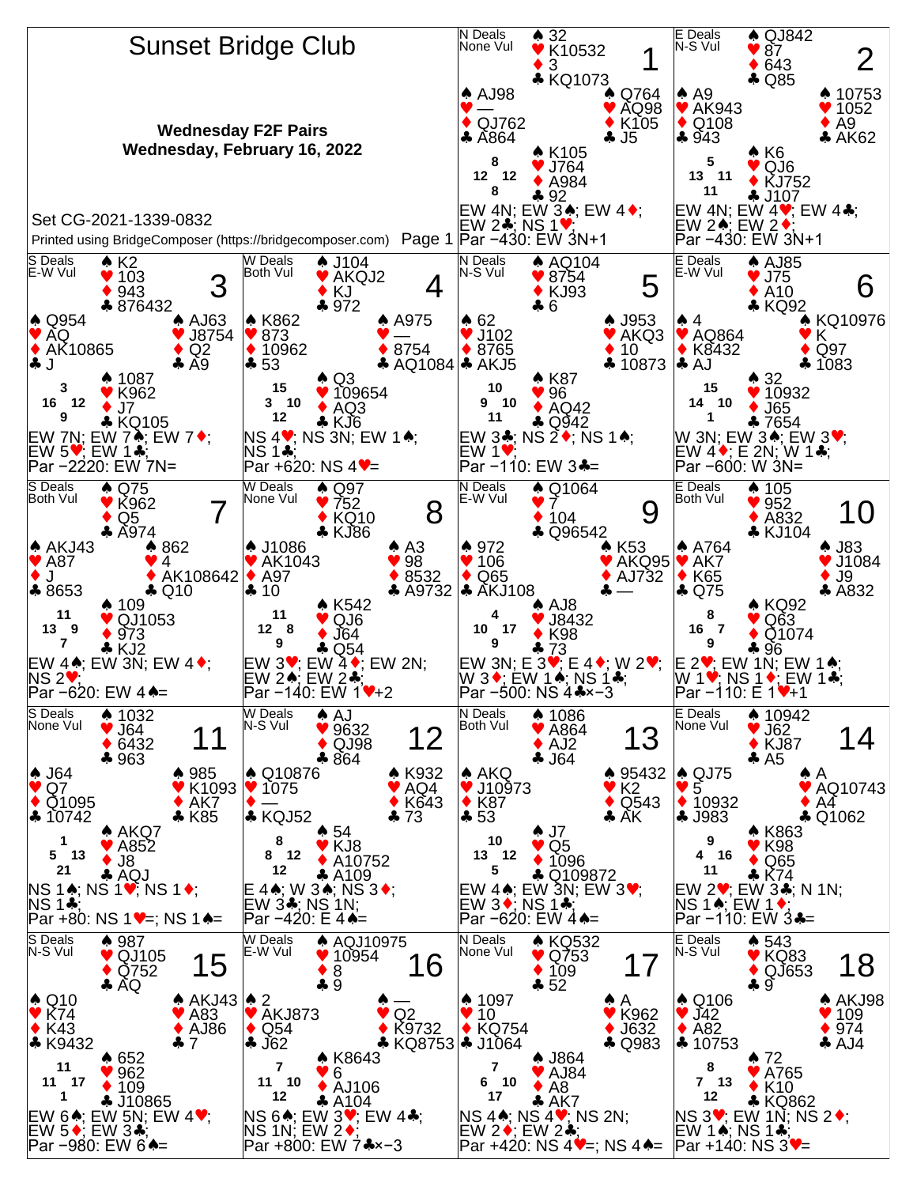# Sunset Bridge Club

**Wednesday F2F Pairs**
**Wednesday, February 16, 2022**

Set CG-2021-1339-0832

Printed using BridgeComposer (https://bridgecomposer.com)

---

## Board 1

N Deals, None Vul

- North: ♠ 32 ♥ K10532 ♦ 3 ♣ KQ1073
- West: ♠ AJ98 ♥ — ♦ QJ762 ♣ A864
- East: ♠ Q764 ♥ AQ98 ♦ K105 ♣ J5
- South: ♠ K105 ♥ J764 ♦ A984 ♣ 92

HCP: N 8, W 12, E 12, S 8

EW 4N; EW 3♠; EW 4♦; EW 2♣; NS 1♥;
Par −430: EW 3N+1

## Board 2

E Deals, N-S Vul

- North: ♠ QJ842 ♥ 87 ♦ 643 ♣ Q85
- West: ♠ A9 ♥ AK943 ♦ Q108 ♣ 943
- East: ♠ 10753 ♥ 1052 ♦ A9 ♣ AK62
- South: ♠ K6 ♥ QJ6 ♦ KJ752 ♣ J107

HCP: N 5, W 13, E 11, S 11

EW 4N; EW 4♥; EW 4♣; EW 2♠; EW 2♦;
Par −430: EW 3N+1

## Board 3

S Deals, E-W Vul

- North: ♠ K2 ♥ 103 ♦ 943 ♣ 876432
- West: ♠ Q954 ♥ AQ ♦ AK10865 ♣ J
- East: ♠ AJ63 ♥ J8754 ♦ Q2 ♣ A9
- South: ♠ 1087 ♥ K962 ♦ J7 ♣ KQ105

HCP: N 3, W 16, E 12, S 9

EW 7N; EW 7♠; EW 7♦; EW 5♥; EW 1♣;
Par −2220: EW 7N=

## Board 4

W Deals, Both Vul

- North: ♠ J104 ♥ AKQJ2 ♦ KJ ♣ 972
- West: ♠ K862 ♥ 873 ♦ 10962 ♣ 53
- East: ♠ A975 ♥ — ♦ 8754 ♣ AQ1084
- South: ♠ Q3 ♥ 109654 ♦ AQ3 ♣ KJ6

HCP: N 15, W 3, E 10, S 12

NS 4♥; NS 3N; EW 1♠; NS 1♣;
Par +620: NS 4♥=

## Board 5

N Deals, N-S Vul

- North: ♠ AQ104 ♥ 8754 ♦ KJ93 ♣ 6
- West: ♠ 62 ♥ J102 ♦ 8765 ♣ AKJ5
- East: ♠ J953 ♥ AKQ3 ♦ 10 ♣ 10873
- South: ♠ K87 ♥ 96 ♦ AQ42 ♣ Q942

HCP: N 10, W 9, E 10, S 11

EW 3♣; NS 2♦; NS 1♠; EW 1♥;
Par −110: EW 3♣=

## Board 6

E Deals, E-W Vul

- North: ♠ AJ85 ♥ J75 ♦ A10 ♣ KQ92
- West: ♠ 4 ♥ AQ864 ♦ K8432 ♣ AJ
- East: ♠ KQ10976 ♥ K ♦ Q97 ♣ 1083
- South: ♠ 32 ♥ 10932 ♦ J65 ♣ 7654

HCP: N 15, W 14, E 10, S 1

W 3N; EW 3♠; EW 3♥; EW 4♦; E 2N; W 1♣;
Par −600: W 3N=

## Board 7

S Deals, Both Vul

- North: ♠ Q75 ♥ K962 ♦ Q5 ♣ A974
- West: ♠ AKJ43 ♥ A87 ♦ J ♣ 8653
- East: ♠ 862 ♥ 4 ♦ AK108642 ♣ Q10
- South: ♠ 109 ♥ QJ1053 ♦ 973 ♣ KJ2

HCP: N 11, W 13, E 9, S 7

EW 4♠; EW 3N; EW 4♦; NS 2♥;
Par −620: EW 4♠=

## Board 8

W Deals, None Vul

- North: ♠ Q97 ♥ 752 ♦ KQ10 ♣ KJ86
- West: ♠ J1086 ♥ AK1043 ♦ A97 ♣ 10
- East: ♠ A3 ♥ 98 ♦ 8532 ♣ A9732
- South: ♠ K542 ♥ QJ6 ♦ J64 ♣ Q54

HCP: N 11, W 12, E 8, S 9

EW 3♥; EW 4♦; EW 2N; EW 2♠; EW 2♣;
Par −140: EW 1♥+2

## Board 9

N Deals, E-W Vul

- North: ♠ Q1064 ♥ 7 ♦ 104 ♣ Q96542
- West: ♠ 972 ♥ 106 ♦ Q65 ♣ AKJ108
- East: ♠ K53 ♥ AKQ95 ♦ AJ732 ♣ —
- South: ♠ AJ8 ♥ J8432 ♦ K98 ♣ 73

HCP: N 4, W 10, E 17, S 9

EW 3N; E 3♥; E 4♦; W 2♥; W 3♦; EW 1♠; NS 1♣;
Par −500: NS 4♣×−3

## Board 10

E Deals, Both Vul

- North: ♠ 105 ♥ 952 ♦ A832 ♣ KJ104
- West: ♠ A764 ♥ AK7 ♦ K65 ♣ Q75
- East: ♠ J83 ♥ J1084 ♦ J9 ♣ A832
- South: ♠ KQ92 ♥ Q63 ♦ Q1074 ♣ 96

HCP: N 8, W 16, E 7, S 9

E 2♥; EW 1N; EW 1♠; W 1♥; NS 1♦; EW 1♣;
Par −110: E 1♥+1

## Board 11

S Deals, None Vul

- North: ♠ 1032 ♥ J64 ♦ 6432 ♣ 963
- West: ♠ J64 ♥ Q7 ♦ Q1095 ♣ 10742
- East: ♠ 985 ♥ K1093 ♦ AK7 ♣ K85
- South: ♠ AKQ7 ♥ A852 ♦ J8 ♣ AQJ

HCP: N 1, W 5, E 13, S 21

NS 1♠; NS 1♥; NS 1♦; NS 1♣;
Par +80: NS 1♥=; NS 1♠=

## Board 12

W Deals, N-S Vul

- North: ♠ AJ ♥ 9632 ♦ QJ98 ♣ 864
- West: ♠ Q10876 ♥ 1075 ♦ — ♣ KQJ52
- East: ♠ K932 ♥ AQ4 ♦ K643 ♣ 73
- South: ♠ 54 ♥ KJ8 ♦ A10752 ♣ A109

HCP: N 8, W 8, E 12, S 12

E 4♠; W 3♠; NS 3♦; EW 3♣; NS 1N;
Par −420: E 4♠=

## Board 13

N Deals, Both Vul

- North: ♠ 1086 ♥ A864 ♦ AJ2 ♣ J64
- West: ♠ AKQ ♥ J10973 ♦ K87 ♣ 53
- East: ♠ 95432 ♥ K2 ♦ Q543 ♣ AK
- South: ♠ J7 ♥ Q5 ♦ 1096 ♣ Q109872

HCP: N 10, W 13, E 12, S 5

EW 4♠; EW 3N; EW 3♥; EW 3♦; NS 1♣;
Par −620: EW 4♠=

## Board 14

E Deals, None Vul

- North: ♠ 10942 ♥ J62 ♦ KJ87 ♣ A5
- West: ♠ QJ75 ♥ 5 ♦ 10932 ♣ J983
- East: ♠ A ♥ AQ10743 ♦ A4 ♣ Q1062
- South: ♠ K863 ♥ K98 ♦ Q65 ♣ K74

HCP: N 9, W 4, E 16, S 11

EW 2♥; EW 3♣; N 1N; NS 1♠; EW 1♦;
Par −110: EW 3♣=

## Board 15

S Deals, N-S Vul

- North: ♠ 987 ♥ QJ105 ♦ Q752 ♣ AQ
- West: ♠ Q10 ♥ K74 ♦ K43 ♣ K9432
- East: ♠ AKJ43 ♥ A83 ♦ AJ86 ♣ 7
- South: ♠ 652 ♥ 962 ♦ 109 ♣ J10865

HCP: N 11, W 11, E 17, S 1

EW 6♠; EW 5N; EW 4♥; EW 5♦; EW 3♣;
Par −980: EW 6♠=

## Board 16

W Deals, E-W Vul

- North: ♠ AQJ10975 ♥ 10954 ♦ 8 ♣ 9
- West: ♠ 2 ♥ AKJ873 ♦ Q54 ♣ J62
- East: ♠ — ♥ Q2 ♦ K9732 ♣ KQ8753
- South: ♠ K8643 ♥ 6 ♦ AJ106 ♣ A104

HCP: N 7, W 11, E 10, S 12

NS 6♠; EW 3♥; EW 4♣; NS 1N; EW 2♦;
Par +800: EW 7♣×−3

## Board 17

N Deals, None Vul

- North: ♠ KQ532 ♥ Q753 ♦ 109 ♣ 52
- West: ♠ 1097 ♥ 10 ♦ KQ754 ♣ J1064
- East: ♠ A ♥ K962 ♦ J632 ♣ Q983
- South: ♠ J864 ♥ AJ84 ♦ A8 ♣ AK7

HCP: N 7, W 6, E 10, S 17

NS 4♠; NS 4♥; NS 2N; EW 2♦; EW 2♣;
Par +420: NS 4♥=; NS 4♠=

## Board 18

E Deals, N-S Vul

- North: ♠ 543 ♥ KQ83 ♦ QJ653 ♣ 9
- West: ♠ Q106 ♥ J42 ♦ A82 ♣ 10753
- East: ♠ AKJ98 ♥ 109 ♦ 974 ♣ AJ4
- South: ♠ 72 ♥ A765 ♦ K10 ♣ KQ862

HCP: N 8, W 7, E 13, S 12

NS 3♥; EW 1N; NS 2♦; EW 1♠; NS 1♣;
Par +140: NS 3♥=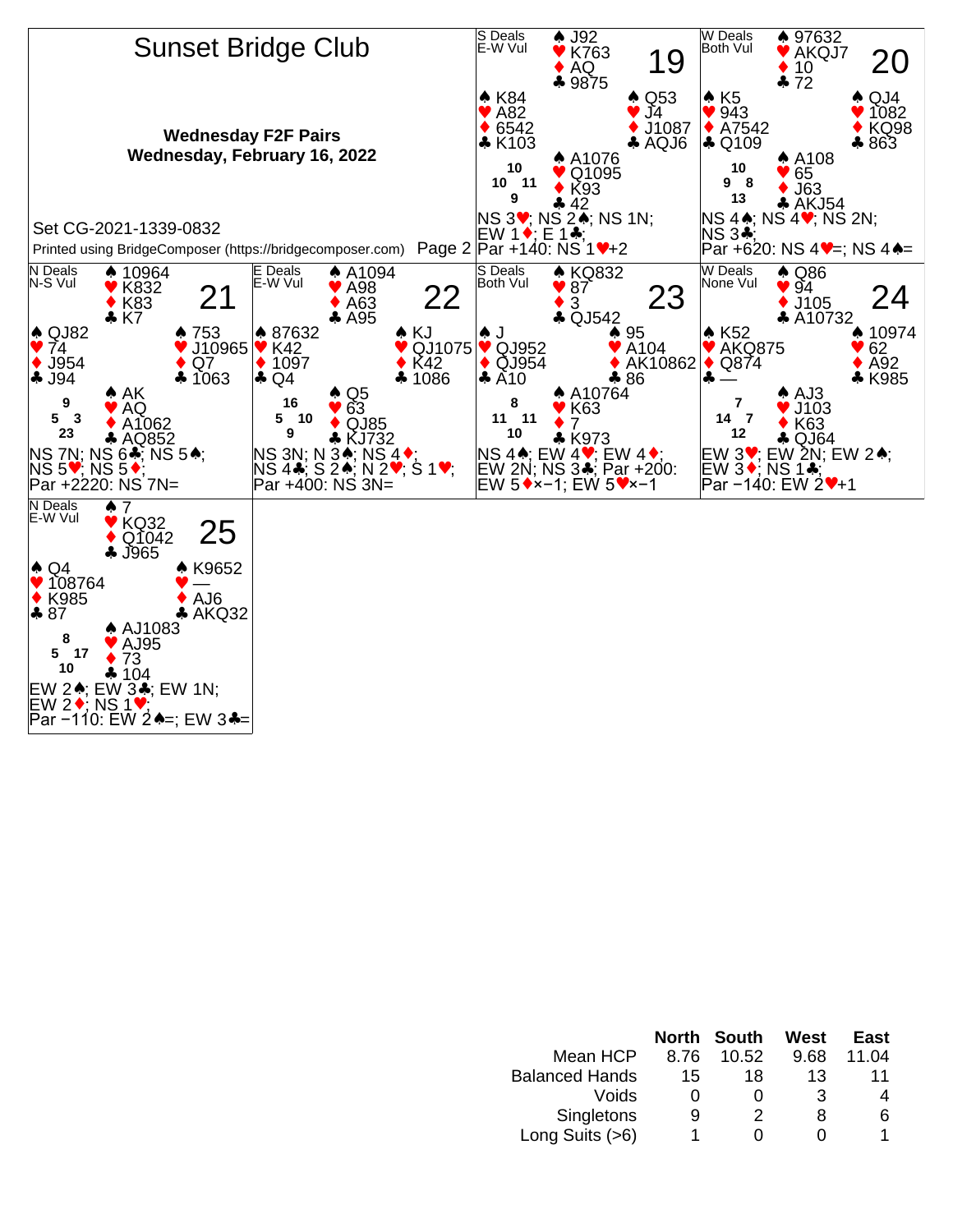# Sunset Bridge Club

**Wednesday F2F Pairs**
**Wednesday, February 16, 2022**

Set CG-2021-1339-0832

Printed using BridgeComposer (https://bridgecomposer.com)

## Board 19

S Deals
E-W Vul

North: ♠ J92 ♥ K763 ♦ AQ ♣ 9875

West: ♠ K84 ♥ A82 ♦ 6542 ♣ K103

East: ♠ Q53 ♥ J4 ♦ J1087 ♣ AQJ6

South: ♠ A1076 ♥ Q1095 ♦ K93 ♣ 42

HCP: N 10, W 10, E 11, S 9

NS 3♥; NS 2♠; NS 1N; EW 1♦; E 1♣;
Par +140: NS 1♥+2

## Board 20

W Deals
Both Vul

North: ♠ 97632 ♥ AKQJ7 ♦ 10 ♣ 72

West: ♠ K5 ♥ 943 ♦ A7542 ♣ Q109

East: ♠ QJ4 ♥ 1082 ♦ KQ98 ♣ 863

South: ♠ A108 ♥ 65 ♦ J63 ♣ AKJ54

HCP: N 10, W 9, E 8, S 13

NS 4♠; NS 4♥; NS 2N; NS 3♣;
Par +620: NS 4♥=; NS 4♠=

## Board 21

N Deals
N-S Vul

North: ♠ 10964 ♥ K832 ♦ K83 ♣ K7

West: ♠ QJ82 ♥ 74 ♦ J954 ♣ J94

East: ♠ 753 ♥ J10965 ♦ Q7 ♣ 1063

South: ♠ AK ♥ AQ ♦ A1062 ♣ AQ852

HCP: N 9, W 5, E 3, S 23

NS 7N; NS 6♣; NS 5♠; NS 5♥; NS 5♦;
Par +2220: NS 7N=

## Board 22

E Deals
E-W Vul

North: ♠ A1094 ♥ A98 ♦ A63 ♣ A95

West: ♠ 87632 ♥ K42 ♦ 1097 ♣ Q4

East: ♠ KJ ♥ QJ1075 ♦ K42 ♣ 1086

South: ♠ Q5 ♥ 63 ♦ QJ85 ♣ KJ732

HCP: N 16, W 5, E 10, S 9

NS 3N; N 3♠; NS 4♦; NS 4♣; S 2♠; N 2♥; S 1♥;
Par +400: NS 3N=

## Board 23

S Deals
Both Vul

North: ♠ KQ832 ♥ 87 ♦ 3 ♣ QJ542

West: ♠ J ♥ QJ952 ♦ QJ954 ♣ A10

East: ♠ 95 ♥ A104 ♦ AK10862 ♣ 86

South: ♠ A10764 ♥ K63 ♦ 7 ♣ K973

HCP: N 8, W 11, E 11, S 10

NS 4♠; EW 4♥; EW 4♦; EW 2N; NS 3♣; Par +200: EW 5♦×−1; EW 5♥×−1

## Board 24

W Deals
None Vul

North: ♠ Q86 ♥ 94 ♦ J105 ♣ A10732

West: ♠ K52 ♥ AKQ875 ♦ Q874 ♣ —

East: ♠ 10974 ♥ 62 ♦ A92 ♣ K985

South: ♠ AJ3 ♥ J103 ♦ K63 ♣ QJ64

HCP: N 7, W 14, E 7, S 12

EW 3♥; EW 2N; EW 2♠; EW 3♦; NS 1♣;
Par −140: EW 2♥+1

## Board 25

N Deals
E-W Vul

North: ♠ 7 ♥ KQ32 ♦ Q1042 ♣ J965

West: ♠ Q4 ♥ 108764 ♦ K985 ♣ 87

East: ♠ K9652 ♥ — ♦ AJ6 ♣ AKQ32

South: ♠ AJ1083 ♥ AJ95 ♦ 73 ♣ 104

HCP: N 8, W 5, E 17, S 10

EW 2♠; EW 3♣; EW 1N; EW 2♦; NS 1♥;
Par −110: EW 2♠=; EW 3♣=

| | North | South | West | East |
|---|---|---|---|---|
| Mean HCP | 8.76 | 10.52 | 9.68 | 11.04 |
| Balanced Hands | 15 | 18 | 13 | 11 |
| Voids | 0 | 0 | 3 | 4 |
| Singletons | 9 | 2 | 8 | 6 |
| Long Suits (>6) | 1 | 0 | 0 | 1 |